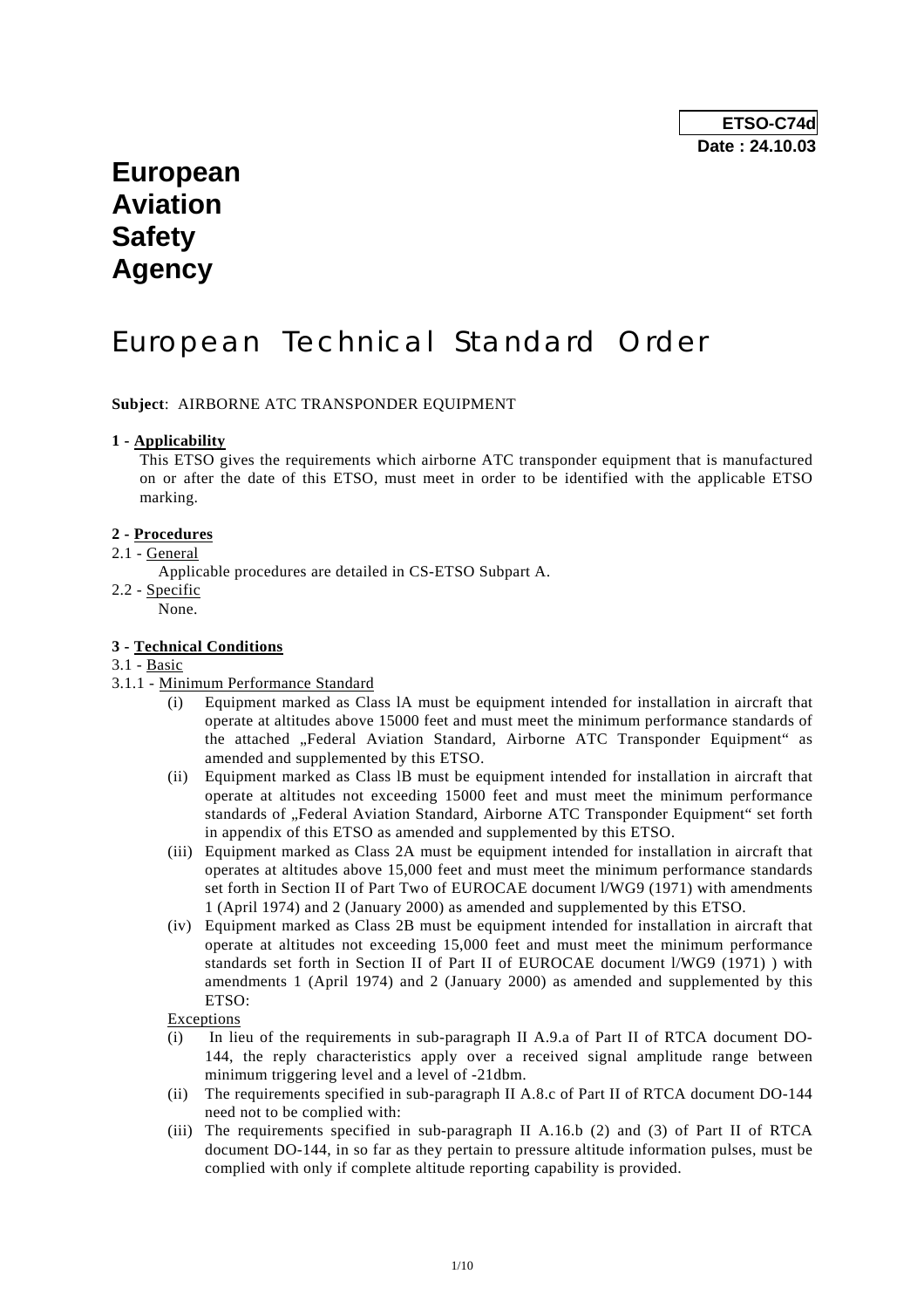**ETSO-C74d**
**Date : 24.10.03**

# European Aviation Safety Agency

# European Technical Standard Order

**Subject**: AIRBORNE ATC TRANSPONDER EQUIPMENT

**1 - Applicability**

This ETSO gives the requirements which airborne ATC transponder equipment that is manufactured on or after the date of this ETSO, must meet in order to be identified with the applicable ETSO marking.

**2 - Procedures**

2.1 - General

Applicable procedures are detailed in CS-ETSO Subpart A.

2.2 - Specific

None.

**3 - Technical Conditions**

3.1 - Basic

3.1.1 - Minimum Performance Standard

(i) Equipment marked as Class lA must be equipment intended for installation in aircraft that operate at altitudes above 15000 feet and must meet the minimum performance standards of the attached „Federal Aviation Standard, Airborne ATC Transponder Equipment“ as amended and supplemented by this ETSO.

(ii) Equipment marked as Class lB must be equipment intended for installation in aircraft that operate at altitudes not exceeding 15000 feet and must meet the minimum performance standards of „Federal Aviation Standard, Airborne ATC Transponder Equipment“ set forth in appendix of this ETSO as amended and supplemented by this ETSO.

(iii) Equipment marked as Class 2A must be equipment intended for installation in aircraft that operates at altitudes above 15,000 feet and must meet the minimum performance standards set forth in Section II of Part Two of EUROCAE document l/WG9 (1971) with amendments 1 (April 1974) and 2 (January 2000) as amended and supplemented by this ETSO.

(iv) Equipment marked as Class 2B must be equipment intended for installation in aircraft that operate at altitudes not exceeding 15,000 feet and must meet the minimum performance standards set forth in Section II of Part II of EUROCAE document l/WG9 (1971) ) with amendments 1 (April 1974) and 2 (January 2000) as amended and supplemented by this ETSO:

Exceptions

(i) In lieu of the requirements in sub-paragraph II A.9.a of Part II of RTCA document DO-144, the reply characteristics apply over a received signal amplitude range between minimum triggering level and a level of -21dbm.

(ii) The requirements specified in sub-paragraph II A.8.c of Part II of RTCA document DO-144 need not to be complied with:

(iii) The requirements specified in sub-paragraph II A.16.b (2) and (3) of Part II of RTCA document DO-144, in so far as they pertain to pressure altitude information pulses, must be complied with only if complete altitude reporting capability is provided.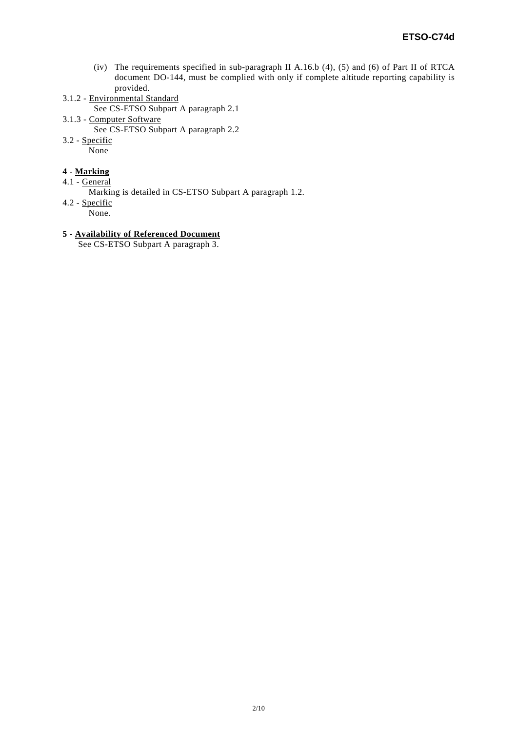(iv) The requirements specified in sub-paragraph II A.16.b (4), (5) and (6) of Part II of RTCA document DO-144, must be complied with only if complete altitude reporting capability is provided.

3.1.2 - Environmental Standard

See CS-ETSO Subpart A paragraph 2.1

3.1.3 - Computer Software

See CS-ETSO Subpart A paragraph 2.2

3.2 - Specific

None

**4 - Marking**

4.1 - General

Marking is detailed in CS-ETSO Subpart A paragraph 1.2.

4.2 - Specific

None.

**5 - Availability of Referenced Document**

See CS-ETSO Subpart A paragraph 3.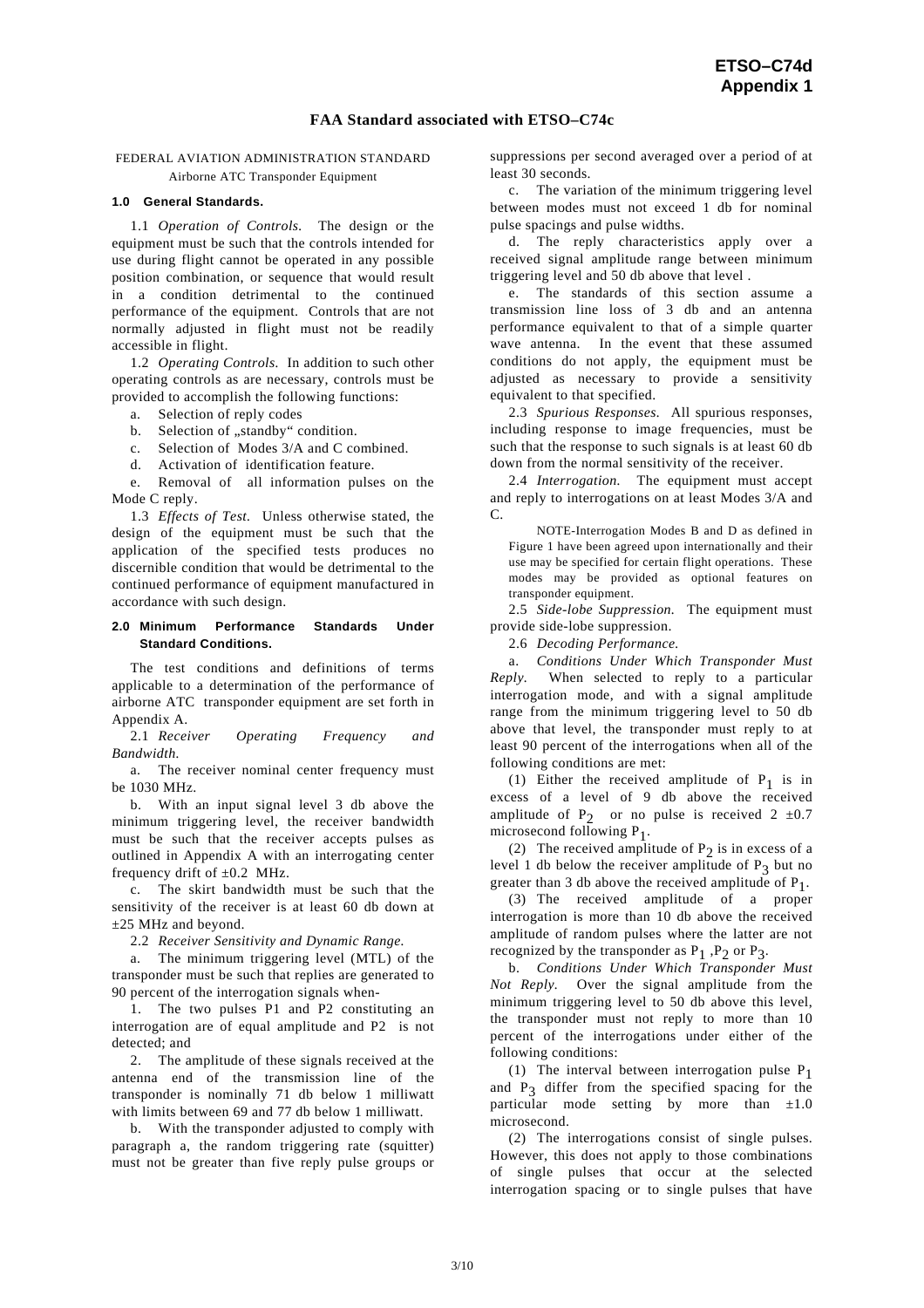# FAA Standard associated with ETSO–C74c

FEDERAL AVIATION ADMINISTRATION STANDARD
Airborne ATC Transponder Equipment

**1.0 General Standards.**

1.1 *Operation of Controls.* The design or the equipment must be such that the controls intended for use during flight cannot be operated in any possible position combination, or sequence that would result in a condition detrimental to the continued performance of the equipment. Controls that are not normally adjusted in flight must not be readily accessible in flight.

1.2 *Operating Controls.* In addition to such other operating controls as are necessary, controls must be provided to accomplish the following functions:

a. Selection of reply codes

b. Selection of „standby“ condition.

c. Selection of Modes 3/A and C combined.

d. Activation of identification feature.

e. Removal of all information pulses on the Mode C reply.

1.3 *Effects of Test.* Unless otherwise stated, the design of the equipment must be such that the application of the specified tests produces no discernible condition that would be detrimental to the continued performance of equipment manufactured in accordance with such design.

**2.0 Minimum Performance Standards Under Standard Conditions.**

The test conditions and definitions of terms applicable to a determination of the performance of airborne ATC transponder equipment are set forth in Appendix A.

2.1 *Receiver Operating Frequency and Bandwidth.*

a. The receiver nominal center frequency must be 1030 MHz.

b. With an input signal level 3 db above the minimum triggering level, the receiver bandwidth must be such that the receiver accepts pulses as outlined in Appendix A with an interrogating center frequency drift of ±0.2 MHz.

c. The skirt bandwidth must be such that the sensitivity of the receiver is at least 60 db down at ±25 MHz and beyond.

2.2 *Receiver Sensitivity and Dynamic Range.*

a. The minimum triggering level (MTL) of the transponder must be such that replies are generated to 90 percent of the interrogation signals when-

1. The two pulses P1 and P2 constituting an interrogation are of equal amplitude and P2 is not detected; and

2. The amplitude of these signals received at the antenna end of the transmission line of the transponder is nominally 71 db below 1 milliwatt with limits between 69 and 77 db below 1 milliwatt.

b. With the transponder adjusted to comply with paragraph a, the random triggering rate (squitter) must not be greater than five reply pulse groups or suppressions per second averaged over a period of at least 30 seconds.

c. The variation of the minimum triggering level between modes must not exceed 1 db for nominal pulse spacings and pulse widths.

d. The reply characteristics apply over a received signal amplitude range between minimum triggering level and 50 db above that level .

e. The standards of this section assume a transmission line loss of 3 db and an antenna performance equivalent to that of a simple quarter wave antenna. In the event that these assumed conditions do not apply, the equipment must be adjusted as necessary to provide a sensitivity equivalent to that specified.

2.3 *Spurious Responses.* All spurious responses, including response to image frequencies, must be such that the response to such signals is at least 60 db down from the normal sensitivity of the receiver.

2.4 *Interrogation.* The equipment must accept and reply to interrogations on at least Modes 3/A and C.

NOTE-Interrogation Modes B and D as defined in Figure 1 have been agreed upon internationally and their use may be specified for certain flight operations. These modes may be provided as optional features on transponder equipment.

2.5 *Side-lobe Suppression.* The equipment must provide side-lobe suppression.

2.6 *Decoding Performance.*

a. *Conditions Under Which Transponder Must Reply.* When selected to reply to a particular interrogation mode, and with a signal amplitude range from the minimum triggering level to 50 db above that level, the transponder must reply to at least 90 percent of the interrogations when all of the following conditions are met:

(1) Either the received amplitude of $P_1$ is in excess of a level of 9 db above the received amplitude of $P_2$ or no pulse is received 2 ±0.7 microsecond following $P_1$.

(2) The received amplitude of $P_2$ is in excess of a level 1 db below the receiver amplitude of $P_3$ but no greater than 3 db above the received amplitude of $P_1$.

(3) The received amplitude of a proper interrogation is more than 10 db above the received amplitude of random pulses where the latter are not recognized by the transponder as $P_1$ ,$P_2$ or $P_3$.

b. *Conditions Under Which Transponder Must Not Reply.* Over the signal amplitude from the minimum triggering level to 50 db above this level, the transponder must not reply to more than 10 percent of the interrogations under either of the following conditions:

(1) The interval between interrogation pulse $P_1$ and $P_3$ differ from the specified spacing for the particular mode setting by more than ±1.0 microsecond.

(2) The interrogations consist of single pulses. However, this does not apply to those combinations of single pulses that occur at the selected interrogation spacing or to single pulses that have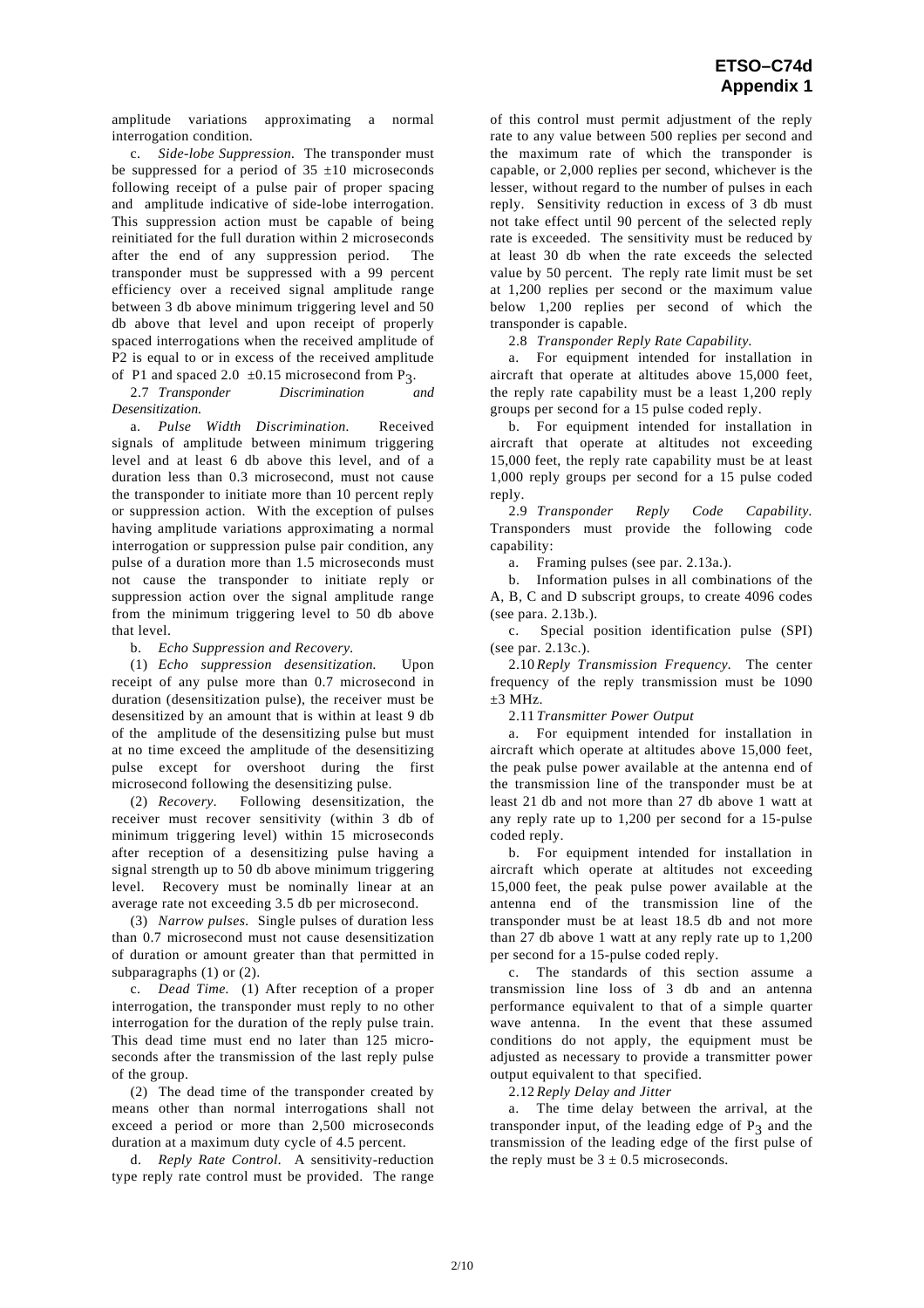amplitude variations approximating a normal interrogation condition.

c. *Side-lobe Suppression.* The transponder must be suppressed for a period of 35 ±10 microseconds following receipt of a pulse pair of proper spacing and amplitude indicative of side-lobe interrogation. This suppression action must be capable of being reinitiated for the full duration within 2 microseconds after the end of any suppression period. The transponder must be suppressed with a 99 percent efficiency over a received signal amplitude range between 3 db above minimum triggering level and 50 db above that level and upon receipt of properly spaced interrogations when the received amplitude of P2 is equal to or in excess of the received amplitude of P1 and spaced 2.0 ±0.15 microsecond from $P_3$.

2.7 *Transponder Discrimination and Desensitization.*

a. *Pulse Width Discrimination.* Received signals of amplitude between minimum triggering level and at least 6 db above this level, and of a duration less than 0.3 microsecond, must not cause the transponder to initiate more than 10 percent reply or suppression action. With the exception of pulses having amplitude variations approximating a normal interrogation or suppression pulse pair condition, any pulse of a duration more than 1.5 microseconds must not cause the transponder to initiate reply or suppression action over the signal amplitude range from the minimum triggering level to 50 db above that level.

b. *Echo Suppression and Recovery.*

(1) *Echo suppression desensitization.* Upon receipt of any pulse more than 0.7 microsecond in duration (desensitization pulse), the receiver must be desensitized by an amount that is within at least 9 db of the amplitude of the desensitizing pulse but must at no time exceed the amplitude of the desensitizing pulse except for overshoot during the first microsecond following the desensitizing pulse.

(2) *Recovery*. Following desensitization, the receiver must recover sensitivity (within 3 db of minimum triggering level) within 15 microseconds after reception of a desensitizing pulse having a signal strength up to 50 db above minimum triggering level. Recovery must be nominally linear at an average rate not exceeding 3.5 db per microsecond.

(3) *Narrow pulses.* Single pulses of duration less than 0.7 microsecond must not cause desensitization of duration or amount greater than that permitted in subparagraphs (1) or (2).

c. *Dead Time.* (1) After reception of a proper interrogation, the transponder must reply to no other interrogation for the duration of the reply pulse train. This dead time must end no later than 125 microseconds after the transmission of the last reply pulse of the group.

(2) The dead time of the transponder created by means other than normal interrogations shall not exceed a period or more than 2,500 microseconds duration at a maximum duty cycle of 4.5 percent.

d. *Reply Rate Control.* A sensitivity-reduction type reply rate control must be provided. The range of this control must permit adjustment of the reply rate to any value between 500 replies per second and the maximum rate of which the transponder is capable, or 2,000 replies per second, whichever is the lesser, without regard to the number of pulses in each reply. Sensitivity reduction in excess of 3 db must not take effect until 90 percent of the selected reply rate is exceeded. The sensitivity must be reduced by at least 30 db when the rate exceeds the selected value by 50 percent. The reply rate limit must be set at 1,200 replies per second or the maximum value below 1,200 replies per second of which the transponder is capable.

2.8 *Transponder Reply Rate Capability.*

a. For equipment intended for installation in aircraft that operate at altitudes above 15,000 feet, the reply rate capability must be a least 1,200 reply groups per second for a 15 pulse coded reply.

b. For equipment intended for installation in aircraft that operate at altitudes not exceeding 15,000 feet, the reply rate capability must be at least 1,000 reply groups per second for a 15 pulse coded reply.

2.9 *Transponder Reply Code Capability.* Transponders must provide the following code capability:

a. Framing pulses (see par. 2.13a.).

b. Information pulses in all combinations of the A, B, C and D subscript groups, to create 4096 codes (see para. 2.13b.).

c. Special position identification pulse (SPI) (see par. 2.13c.).

2.10 *Reply Transmission Frequency.* The center frequency of the reply transmission must be 1090 ±3 MHz.

2.11 *Transmitter Power Output*

a. For equipment intended for installation in aircraft which operate at altitudes above 15,000 feet, the peak pulse power available at the antenna end of the transmission line of the transponder must be at least 21 db and not more than 27 db above 1 watt at any reply rate up to 1,200 per second for a 15-pulse coded reply.

b. For equipment intended for installation in aircraft which operate at altitudes not exceeding 15,000 feet, the peak pulse power available at the antenna end of the transmission line of the transponder must be at least 18.5 db and not more than 27 db above 1 watt at any reply rate up to 1,200 per second for a 15-pulse coded reply.

c. The standards of this section assume a transmission line loss of 3 db and an antenna performance equivalent to that of a simple quarter wave antenna. In the event that these assumed conditions do not apply, the equipment must be adjusted as necessary to provide a transmitter power output equivalent to that specified.

2.12 *Reply Delay and Jitter*

a. The time delay between the arrival, at the transponder input, of the leading edge of $P_3$ and the transmission of the leading edge of the first pulse of the reply must be 3 ± 0.5 microseconds.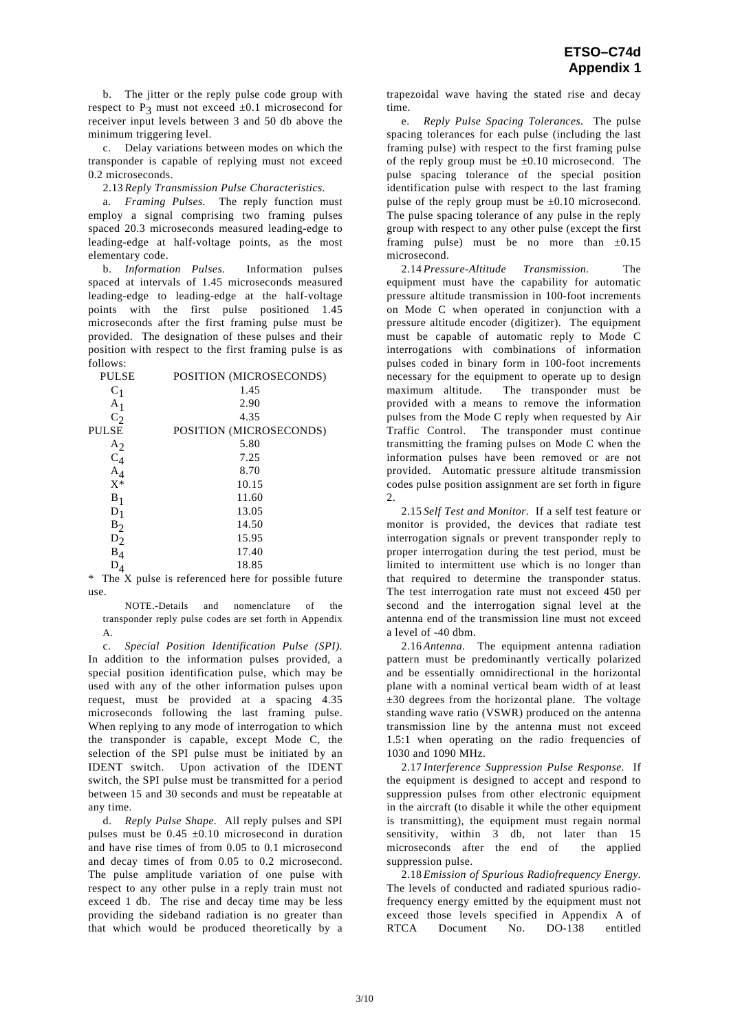b. The jitter or the reply pulse code group with respect to $P_3$ must not exceed ±0.1 microsecond for receiver input levels between 3 and 50 db above the minimum triggering level.

c. Delay variations between modes on which the transponder is capable of replying must not exceed 0.2 microseconds.

2.13 *Reply Transmission Pulse Characteristics.*

a. *Framing Pulses.* The reply function must employ a signal comprising two framing pulses spaced 20.3 microseconds measured leading-edge to leading-edge at half-voltage points, as the most elementary code.

b. *Information Pulses.* Information pulses spaced at intervals of 1.45 microseconds measured leading-edge to leading-edge at the half-voltage points with the first pulse positioned 1.45 microseconds after the first framing pulse must be provided. The designation of these pulses and their position with respect to the first framing pulse is as follows:

| PULSE | POSITION (MICROSECONDS) |
|---|---|
| $C_1$ | 1.45 |
| $A_1$ | 2.90 |
| $C_2$ | 4.35 |
| $A_2$ | 5.80 |
| $C_4$ | 7.25 |
| $A_4$ | 8.70 |
| X* | 10.15 |
| $B_1$ | 11.60 |
| $D_1$ | 13.05 |
| $B_2$ | 14.50 |
| $D_2$ | 15.95 |
| $B_4$ | 17.40 |
| $D_4$ | 18.85 |

* The X pulse is referenced here for possible future use.

NOTE.-Details and nomenclature of the transponder reply pulse codes are set forth in Appendix A.

c. *Special Position Identification Pulse (SPI).* In addition to the information pulses provided, a special position identification pulse, which may be used with any of the other information pulses upon request, must be provided at a spacing 4.35 microseconds following the last framing pulse. When replying to any mode of interrogation to which the transponder is capable, except Mode C, the selection of the SPI pulse must be initiated by an IDENT switch. Upon activation of the IDENT switch, the SPI pulse must be transmitted for a period between 15 and 30 seconds and must be repeatable at any time.

d. *Reply Pulse Shape.* All reply pulses and SPI pulses must be 0.45 ±0.10 microsecond in duration and have rise times of from 0.05 to 0.1 microsecond and decay times of from 0.05 to 0.2 microsecond. The pulse amplitude variation of one pulse with respect to any other pulse in a reply train must not exceed 1 db. The rise and decay time may be less providing the sideband radiation is no greater than that which would be produced theoretically by a trapezoidal wave having the stated rise and decay time.

e. *Reply Pulse Spacing Tolerances.* The pulse spacing tolerances for each pulse (including the last framing pulse) with respect to the first framing pulse of the reply group must be ±0.10 microsecond. The pulse spacing tolerance of the special position identification pulse with respect to the last framing pulse of the reply group must be ±0.10 microsecond. The pulse spacing tolerance of any pulse in the reply group with respect to any other pulse (except the first framing pulse) must be no more than ±0.15 microsecond.

2.14 *Pressure-Altitude Transmission.* The equipment must have the capability for automatic pressure altitude transmission in 100-foot increments on Mode C when operated in conjunction with a pressure altitude encoder (digitizer). The equipment must be capable of automatic reply to Mode C interrogations with combinations of information pulses coded in binary form in 100-foot increments necessary for the equipment to operate up to design maximum altitude. The transponder must be provided with a means to remove the information pulses from the Mode C reply when requested by Air Traffic Control. The transponder must continue transmitting the framing pulses on Mode C when the information pulses have been removed or are not provided. Automatic pressure altitude transmission codes pulse position assignment are set forth in figure 2.

2.15 *Self Test and Monitor.* If a self test feature or monitor is provided, the devices that radiate test interrogation signals or prevent transponder reply to proper interrogation during the test period, must be limited to intermittent use which is no longer than that required to determine the transponder status. The test interrogation rate must not exceed 450 per second and the interrogation signal level at the antenna end of the transmission line must not exceed a level of -40 dbm.

2.16 *Antenna.* The equipment antenna radiation pattern must be predominantly vertically polarized and be essentially omnidirectional in the horizontal plane with a nominal vertical beam width of at least ±30 degrees from the horizontal plane. The voltage standing wave ratio (VSWR) produced on the antenna transmission line by the antenna must not exceed 1.5:1 when operating on the radio frequencies of 1030 and 1090 MHz.

2.17 *Interference Suppression Pulse Response.* If the equipment is designed to accept and respond to suppression pulses from other electronic equipment in the aircraft (to disable it while the other equipment is transmitting), the equipment must regain normal sensitivity, within 3 db, not later than 15 microseconds after the end of the applied suppression pulse.

2.18 *Emission of Spurious Radiofrequency Energy.* The levels of conducted and radiated spurious radio-frequency energy emitted by the equipment must not exceed those levels specified in Appendix A of RTCA Document No. DO-138 entitled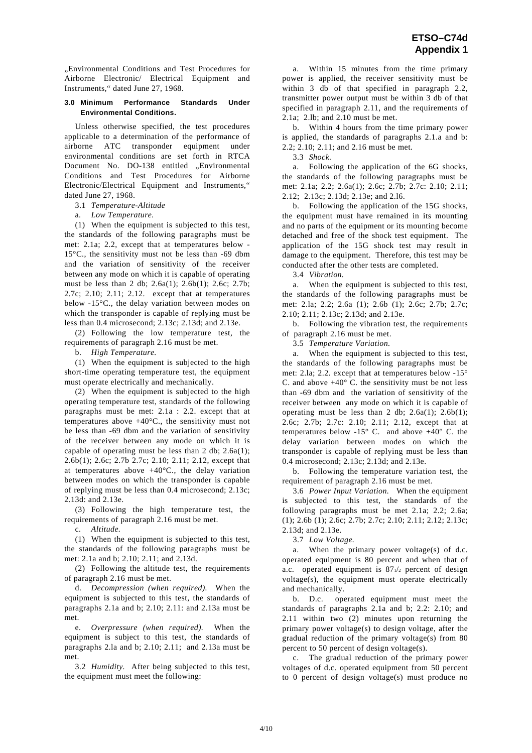„Environmental Conditions and Test Procedures for Airborne Electronic/ Electrical Equipment and Instruments," dated June 27, 1968.

**3.0 Minimum Performance Standards Under Environmental Conditions.**

Unless otherwise specified, the test procedures applicable to a determination of the performance of airborne ATC transponder equipment under environmental conditions are set forth in RTCA Document No. DO-138 entitled „Environmental Conditions and Test Procedures for Airborne Electronic/Electrical Equipment and Instruments," dated June 27, 1968.

3.1 *Temperature-Altitude*

a. *Low Temperature.*

(1) When the equipment is subjected to this test, the standards of the following paragraphs must be met: 2.1a; 2.2, except that at temperatures below -15°C., the sensitivity must not be less than -69 dbm and the variation of sensitivity of the receiver between any mode on which it is capable of operating must be less than 2 db; 2.6a(1); 2.6b(1); 2.6c; 2.7b; 2.7c; 2.10; 2.11; 2.12. except that at temperatures below -15°C., the delay variation between modes on which the transponder is capable of replying must be less than 0.4 microsecond; 2.13c; 2.13d; and 2.13e.

(2) Following the low temperature test, the requirements of paragraph 2.16 must be met.

b. *High Temperature.*

(1) When the equipment is subjected to the high short-time operating temperature test, the equipment must operate electrically and mechanically.

(2) When the equipment is subjected to the high operating temperature test, standards of the following paragraphs must be met: 2.1a : 2.2. except that at temperatures above +40°C., the sensitivity must not be less than -69 dbm and the variation of sensitivity of the receiver between any mode on which it is capable of operating must be less than 2 db; 2.6a(1); 2.6b(1); 2.6c; 2.7b 2.7c; 2.10; 2.11; 2.12, except that at temperatures above +40°C., the delay variation between modes on which the transponder is capable of replying must be less than 0.4 microsecond; 2.13c; 2.13d: and 2.13e.

(3) Following the high temperature test, the requirements of paragraph 2.16 must be met.

c. *Altitude.*

(1) When the equipment is subjected to this test, the standards of the following paragraphs must be met: 2.1a and b; 2.10; 2.11; and 2.13d.

(2) Following the altitude test, the requirements of paragraph 2.16 must be met.

d. *Decompression (when required).* When the equipment is subjected to this test, the standards of paragraphs 2.1a and b; 2.10; 2.11: and 2.13a must be met.

e. *Overpressure (when required).* When the equipment is subject to this test, the standards of paragraphs 2.la and b; 2.10; 2.11; and 2.13a must be met.

3.2 *Humidity.* After being subjected to this test, the equipment must meet the following:

a. Within 15 minutes from the time primary power is applied, the receiver sensitivity must be within 3 db of that specified in paragraph 2.2, transmitter power output must be within 3 db of that specified in paragraph 2.11, and the requirements of 2.1a; 2.lb; and 2.10 must be met.

b. Within 4 hours from the time primary power is applied, the standards of paragraphs 2.1.a and b: 2.2; 2.10; 2.11; and 2.16 must be met.

3.3 *Shock.*

a. Following the application of the 6G shocks, the standards of the following paragraphs must be met: 2.1a; 2.2; 2.6a(1); 2.6c; 2.7b; 2.7c: 2.10; 2.11; 2.12; 2.13c; 2.13d; 2.13e; and 2.l6.

b. Following the application of the 15G shocks, the equipment must have remained in its mounting and no parts of the equipment or its mounting become detached and free of the shock test equipment. The application of the 15G shock test may result in damage to the equipment. Therefore, this test may be conducted after the other tests are completed.

3.4 *Vibration.*

a. When the equipment is subjected to this test, the standards of the following paragraphs must be met: 2.la; 2.2; 2.6a (1); 2.6b (1); 2.6c; 2.7b; 2.7c; 2.10; 2.11; 2.13c; 2.13d; and 2.13e.

b. Following the vibration test, the requirements of paragraph 2.16 must be met.

3.5 *Temperature Variation.*

a. When the equipment is subjected to this test, the standards of the following paragraphs must be met: 2.la; 2.2. except that at temperatures below -15° C. and above +40° C. the sensitivity must be not less than -69 dbm and the variation of sensitivity of the receiver between any mode on which it is capable of operating must be less than 2 db; 2.6a(1); 2.6b(1); 2.6c; 2.7b; 2.7c: 2.10; 2.11; 2.12, except that at temperatures below -15° C. and above +40° C. the delay variation between modes on which the transponder is capable of replying must be less than 0.4 microsecond; 2.13c; 2.13d; and 2.13e.

b. Following the temperature variation test, the requirement of paragraph 2.16 must be met.

3.6 *Power Input Variation.* When the equipment is subjected to this test, the standards of the following paragraphs must be met 2.1a; 2.2; 2.6a; (1); 2.6b (1); 2.6c; 2.7b; 2.7c; 2.10; 2.11; 2.12; 2.13c; 2.13d; and 2.13e.

3.7 *Low Voltage.*

a. When the primary power voltage(s) of d.c. operated equipment is 80 percent and when that of a.c. operated equipment is 87½ percent of design voltage(s), the equipment must operate electrically and mechanically.

b. D.c. operated equipment must meet the standards of paragraphs 2.1a and b; 2.2: 2.10; and 2.11 within two (2) minutes upon returning the primary power voltage(s) to design voltage, after the gradual reduction of the primary voltage(s) from 80 percent to 50 percent of design voltage(s).

c. The gradual reduction of the primary power voltages of d.c. operated equipment from 50 percent to 0 percent of design voltage(s) must produce no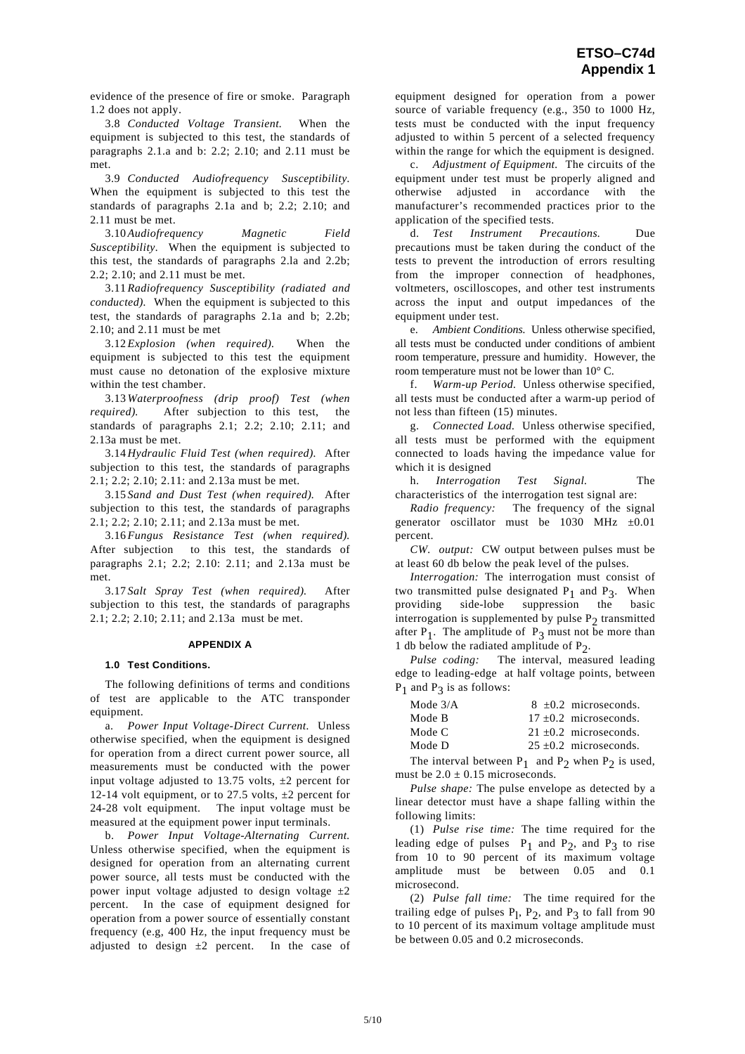evidence of the presence of fire or smoke. Paragraph 1.2 does not apply.

3.8 *Conducted Voltage Transient.* When the equipment is subjected to this test, the standards of paragraphs 2.1.a and b: 2.2; 2.10; and 2.11 must be met.

3.9 *Conducted Audiofrequency Susceptibility.* When the equipment is subjected to this test the standards of paragraphs 2.1a and b; 2.2; 2.10; and 2.11 must be met.

3.10 *Audiofrequency Magnetic Field Susceptibility.* When the equipment is subjected to this test, the standards of paragraphs 2.la and 2.2b; 2.2; 2.10; and 2.11 must be met.

3.11 *Radiofrequency Susceptibility (radiated and conducted).* When the equipment is subjected to this test, the standards of paragraphs 2.1a and b; 2.2b; 2.10; and 2.11 must be met

3.12 *Explosion (when required).* When the equipment is subjected to this test the equipment must cause no detonation of the explosive mixture within the test chamber.

3.13 *Waterproofness (drip proof) Test (when required).* After subjection to this test, the standards of paragraphs 2.1; 2.2; 2.10; 2.11; and 2.13a must be met.

3.14 *Hydraulic Fluid Test (when required).* After subjection to this test, the standards of paragraphs 2.1; 2.2; 2.10; 2.11: and 2.13a must be met.

3.15 *Sand and Dust Test (when required).* After subjection to this test, the standards of paragraphs 2.1; 2.2; 2.10; 2.11; and 2.13a must be met.

3.16 *Fungus Resistance Test (when required).* After subjection to this test, the standards of paragraphs 2.1; 2.2; 2.10: 2.11; and 2.13a must be met.

3.17 *Salt Spray Test (when required).* After subjection to this test, the standards of paragraphs 2.1; 2.2; 2.10; 2.11; and 2.13a must be met.

## APPENDIX A

### 1.0 Test Conditions.

The following definitions of terms and conditions of test are applicable to the ATC transponder equipment.

a. *Power Input Voltage-Direct Current.* Unless otherwise specified, when the equipment is designed for operation from a direct current power source, all measurements must be conducted with the power input voltage adjusted to 13.75 volts, ±2 percent for 12-14 volt equipment, or to 27.5 volts, ±2 percent for 24-28 volt equipment. The input voltage must be measured at the equipment power input terminals.

b. *Power Input Voltage-Alternating Current.* Unless otherwise specified, when the equipment is designed for operation from an alternating current power source, all tests must be conducted with the power input voltage adjusted to design voltage ±2 percent. In the case of equipment designed for operation from a power source of essentially constant frequency (e.g, 400 Hz, the input frequency must be adjusted to design ±2 percent. In the case of equipment designed for operation from a power source of variable frequency (e.g., 350 to 1000 Hz, tests must be conducted with the input frequency adjusted to within 5 percent of a selected frequency within the range for which the equipment is designed.

c. *Adjustment of Equipment.* The circuits of the equipment under test must be properly aligned and otherwise adjusted in accordance with the manufacturer's recommended practices prior to the application of the specified tests.

d. *Test Instrument Precautions.* Due precautions must be taken during the conduct of the tests to prevent the introduction of errors resulting from the improper connection of headphones, voltmeters, oscilloscopes, and other test instruments across the input and output impedances of the equipment under test.

e. *Ambient Conditions.* Unless otherwise specified, all tests must be conducted under conditions of ambient room temperature, pressure and humidity. However, the room temperature must not be lower than 10° C.

f. *Warm-up Period.* Unless otherwise specified, all tests must be conducted after a warm-up period of not less than fifteen (15) minutes.

g. *Connected Load.* Unless otherwise specified, all tests must be performed with the equipment connected to loads having the impedance value for which it is designed

h. *Interrogation Test Signal.* The characteristics of the interrogation test signal are:

*Radio frequency:* The frequency of the signal generator oscillator must be 1030 MHz ±0.01 percent.

*CW. output:* CW output between pulses must be at least 60 db below the peak level of the pulses.

*Interrogation:* The interrogation must consist of two transmitted pulse designated $P_1$ and $P_3$. When providing side-lobe suppression the basic interrogation is supplemented by pulse $P_2$ transmitted after $P_1$. The amplitude of $P_3$ must not be more than 1 db below the radiated amplitude of $P_2$.

*Pulse coding:* The interval, measured leading edge to leading-edge at half voltage points, between $P_1$ and $P_3$ is as follows:

| Mode | Interval |
|---|---|
| Mode 3/A | 8 ±0.2 microseconds. |
| Mode B | 17 ±0.2 microseconds. |
| Mode C | 21 ±0.2 microseconds. |
| Mode D | 25 ±0.2 microseconds. |

The interval between $P_1$ and $P_2$ when $P_2$ is used, must be $2.0 \pm 0.15$ microseconds.

*Pulse shape:* The pulse envelope as detected by a linear detector must have a shape falling within the following limits:

(1) *Pulse rise time:* The time required for the leading edge of pulses $P_1$ and $P_2$, and $P_3$ to rise from 10 to 90 percent of its maximum voltage amplitude must be between 0.05 and 0.1 microsecond.

(2) *Pulse fall time:* The time required for the trailing edge of pulses $P_l$, $P_2$, and $P_3$ to fall from 90 to 10 percent of its maximum voltage amplitude must be between 0.05 and 0.2 microseconds.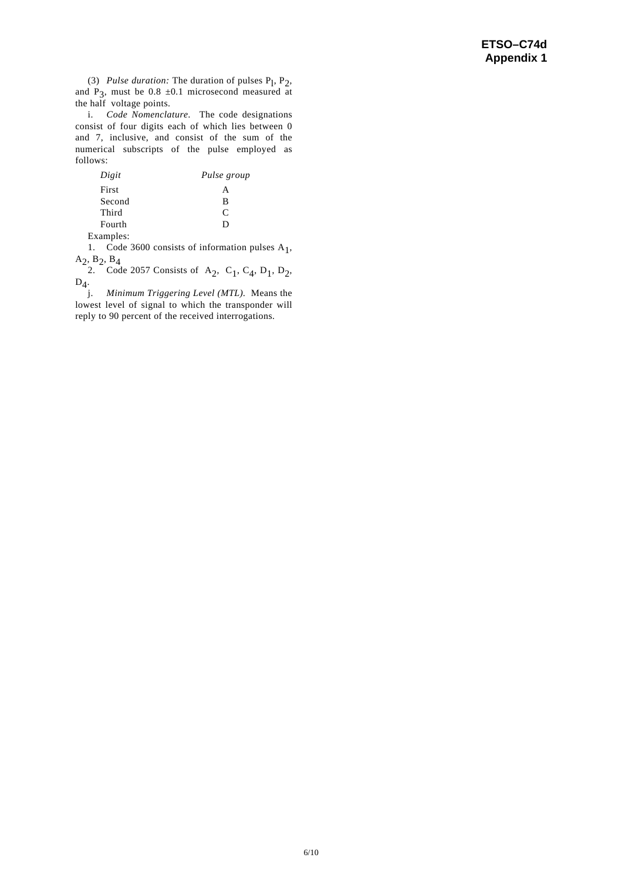(3) *Pulse duration:* The duration of pulses $P_1$, $P_2$, and $P_3$, must be 0.8 ±0.1 microsecond measured at the half voltage points.

i. *Code Nomenclature*. The code designations consist of four digits each of which lies between 0 and 7, inclusive, and consist of the sum of the numerical subscripts of the pulse employed as follows:

| *Digit* | *Pulse group* |
|---|---|
| First | A |
| Second | B |
| Third | C |
| Fourth | D |

Examples:

1. Code 3600 consists of information pulses $A_1$, $A_2$, $B_2$, $B_4$
2. Code 2057 Consists of $A_2$, $C_1$, $C_4$, $D_1$, $D_2$, $D_4$.

j. *Minimum Triggering Level (MTL).* Means the lowest level of signal to which the transponder will reply to 90 percent of the received interrogations.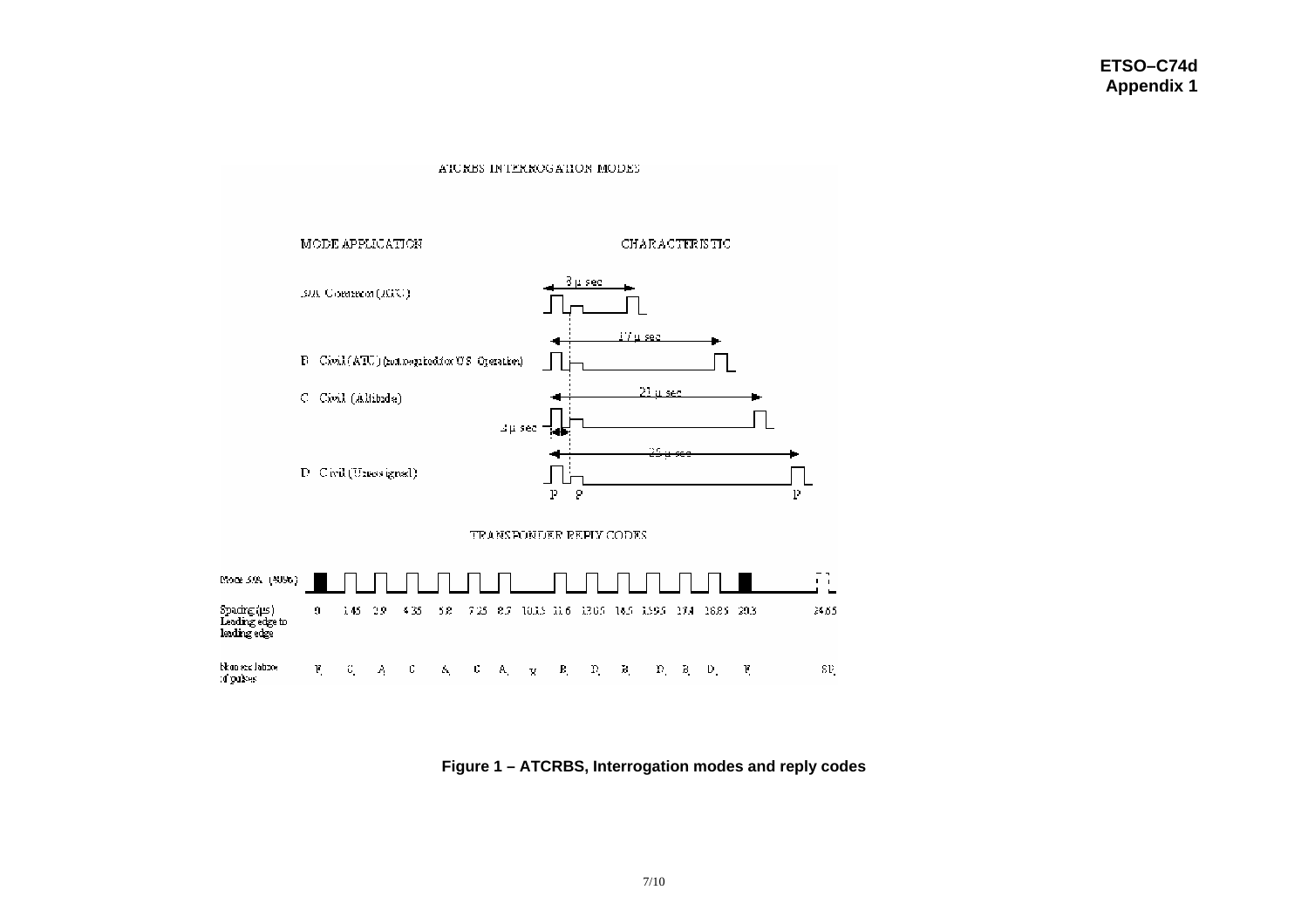ATCRBS INTERROGATION MODES

| MODE APPLICATION | CHARACTERISTIC |
| --- | --- |
| 3/A Common (ATC) | 8 µ sec |
| B Civil (ATC) (not required for US Operation) | 17 µ sec |
| C Civil (Altitude) | 21 µ sec; 2 µ sec |
| D Civil (Unassigned) | 25 µ sec |

P P P

TRANSPONDER REPLY CODES

Mode 3/A (4096)

| Spacing (µs) Leading edge to leading edge | 0 | 1.45 | 2.9 | 4.35 | 5.8 | 7.25 | 8.7 | 10.15 | 11.6 | 13.05 | 14.5 | 15.95 | 17.4 | 18.85 | 20.3 | 24.65 |
| --- | --- | --- | --- | --- | --- | --- | --- | --- | --- | --- | --- | --- | --- | --- | --- | --- |
| Nomenclature of pulses | F | C | A | C | A | C | A | X | B | D | B | D | B | D | F | SP |

**Figure 1 – ATCRBS, Interrogation modes and reply codes**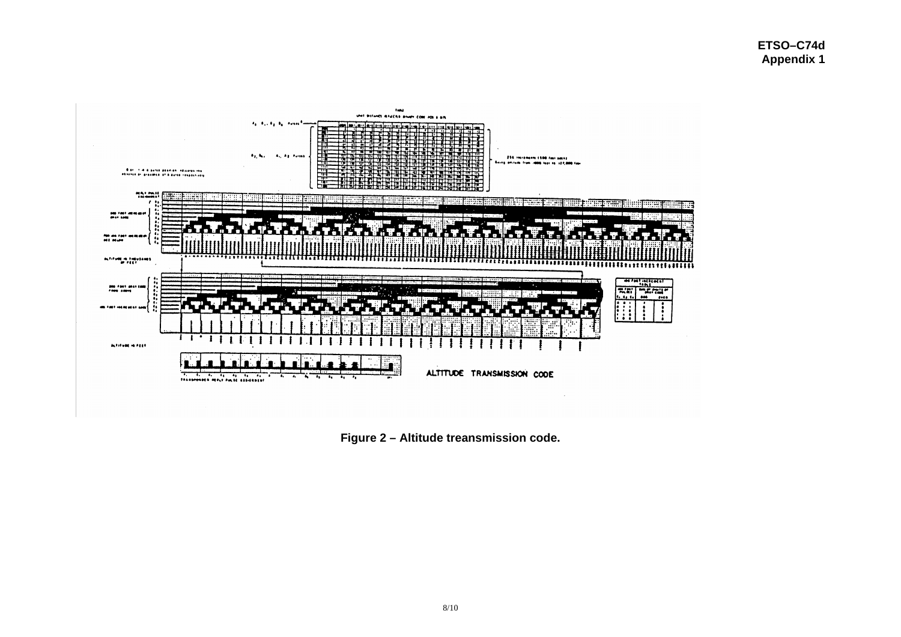ALTITUDE TRANSMISSION CODE

**Figure 2 – Altitude treansmission code.**